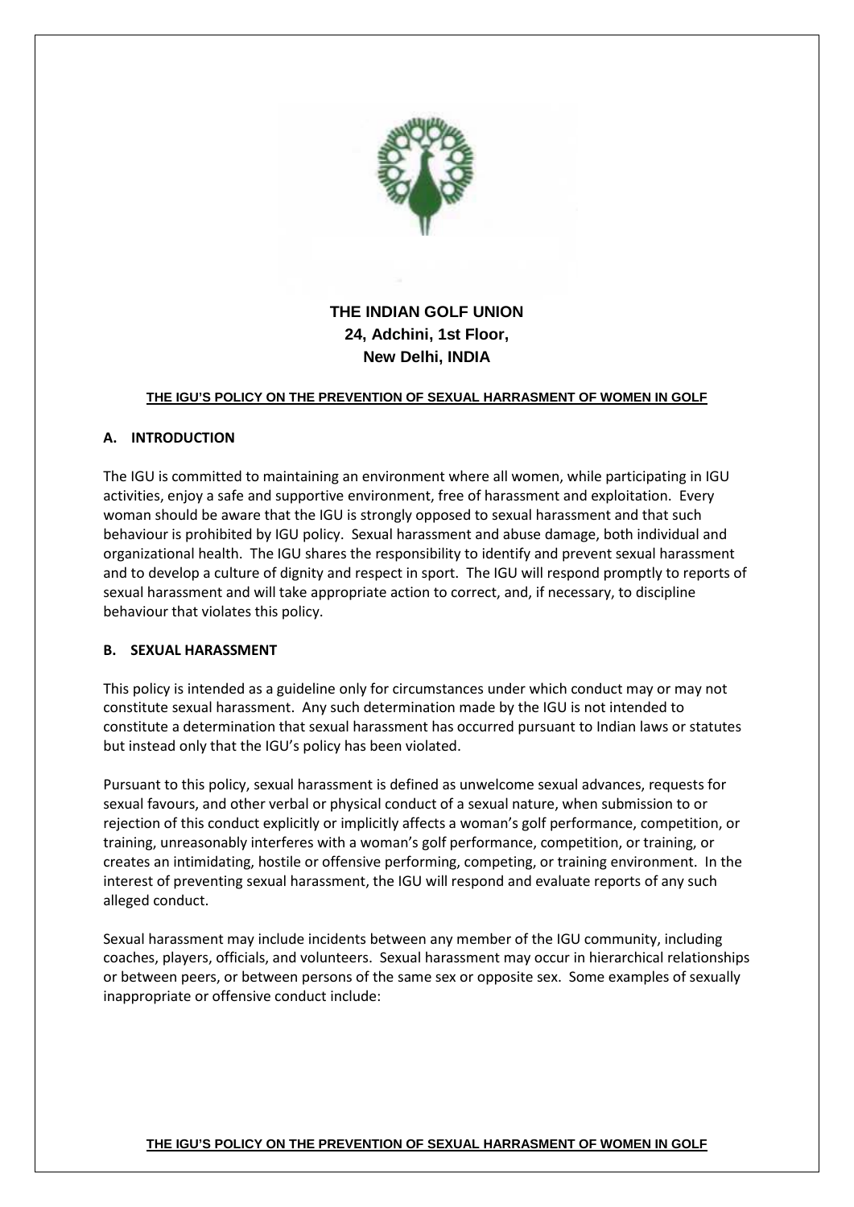**THE INDIAN GOLF UNION**
**24, Adchini, 1st Floor,**
**New Delhi, INDIA**

# THE IGU'S POLICY ON THE PREVENTION OF SEXUAL HARRASMENT OF WOMEN IN GOLF

## A. INTRODUCTION

The IGU is committed to maintaining an environment where all women, while participating in IGU activities, enjoy a safe and supportive environment, free of harassment and exploitation. Every woman should be aware that the IGU is strongly opposed to sexual harassment and that such behaviour is prohibited by IGU policy. Sexual harassment and abuse damage, both individual and organizational health. The IGU shares the responsibility to identify and prevent sexual harassment and to develop a culture of dignity and respect in sport. The IGU will respond promptly to reports of sexual harassment and will take appropriate action to correct, and, if necessary, to discipline behaviour that violates this policy.

## B. SEXUAL HARASSMENT

This policy is intended as a guideline only for circumstances under which conduct may or may not constitute sexual harassment. Any such determination made by the IGU is not intended to constitute a determination that sexual harassment has occurred pursuant to Indian laws or statutes but instead only that the IGU's policy has been violated.

Pursuant to this policy, sexual harassment is defined as unwelcome sexual advances, requests for sexual favours, and other verbal or physical conduct of a sexual nature, when submission to or rejection of this conduct explicitly or implicitly affects a woman's golf performance, competition, or training, unreasonably interferes with a woman's golf performance, competition, or training, or creates an intimidating, hostile or offensive performing, competing, or training environment. In the interest of preventing sexual harassment, the IGU will respond and evaluate reports of any such alleged conduct.

Sexual harassment may include incidents between any member of the IGU community, including coaches, players, officials, and volunteers. Sexual harassment may occur in hierarchical relationships or between peers, or between persons of the same sex or opposite sex. Some examples of sexually inappropriate or offensive conduct include: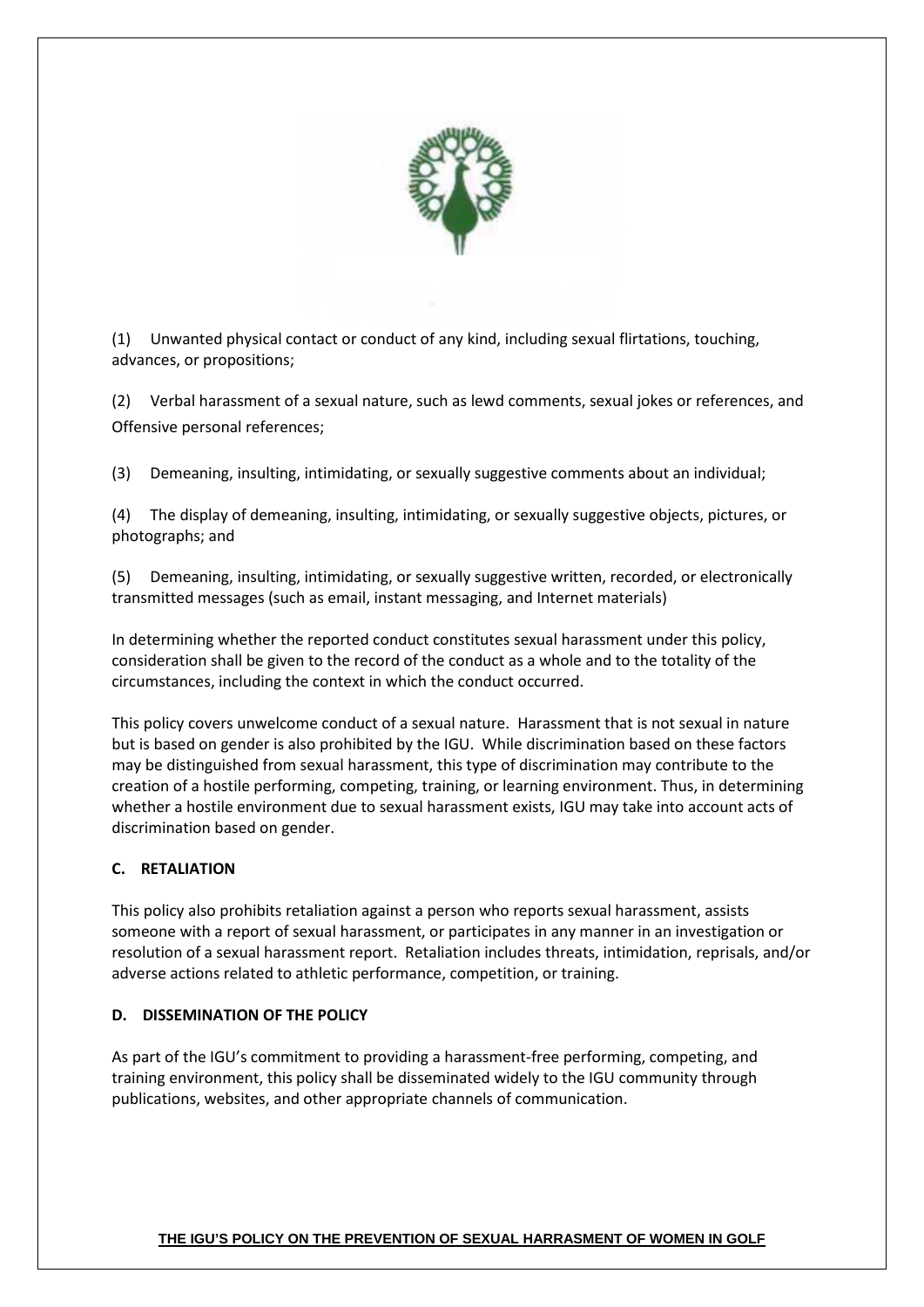(1) Unwanted physical contact or conduct of any kind, including sexual flirtations, touching, advances, or propositions;

(2) Verbal harassment of a sexual nature, such as lewd comments, sexual jokes or references, and Offensive personal references;

(3) Demeaning, insulting, intimidating, or sexually suggestive comments about an individual;

(4) The display of demeaning, insulting, intimidating, or sexually suggestive objects, pictures, or photographs; and

(5) Demeaning, insulting, intimidating, or sexually suggestive written, recorded, or electronically transmitted messages (such as email, instant messaging, and Internet materials)

In determining whether the reported conduct constitutes sexual harassment under this policy, consideration shall be given to the record of the conduct as a whole and to the totality of the circumstances, including the context in which the conduct occurred.

This policy covers unwelcome conduct of a sexual nature. Harassment that is not sexual in nature but is based on gender is also prohibited by the IGU. While discrimination based on these factors may be distinguished from sexual harassment, this type of discrimination may contribute to the creation of a hostile performing, competing, training, or learning environment. Thus, in determining whether a hostile environment due to sexual harassment exists, IGU may take into account acts of discrimination based on gender.

### C. RETALIATION

This policy also prohibits retaliation against a person who reports sexual harassment, assists someone with a report of sexual harassment, or participates in any manner in an investigation or resolution of a sexual harassment report. Retaliation includes threats, intimidation, reprisals, and/or adverse actions related to athletic performance, competition, or training.

### D. DISSEMINATION OF THE POLICY

As part of the IGU's commitment to providing a harassment-free performing, competing, and training environment, this policy shall be disseminated widely to the IGU community through publications, websites, and other appropriate channels of communication.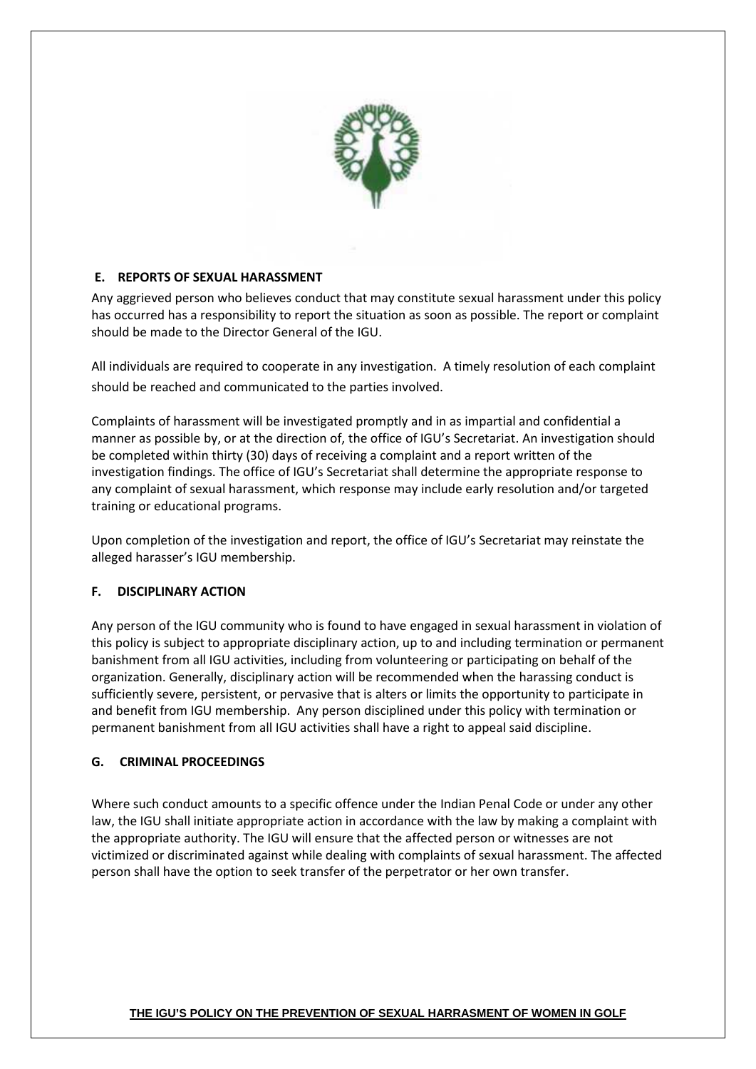## E. REPORTS OF SEXUAL HARASSMENT

Any aggrieved person who believes conduct that may constitute sexual harassment under this policy has occurred has a responsibility to report the situation as soon as possible. The report or complaint should be made to the Director General of the IGU.

All individuals are required to cooperate in any investigation. A timely resolution of each complaint should be reached and communicated to the parties involved.

Complaints of harassment will be investigated promptly and in as impartial and confidential a manner as possible by, or at the direction of, the office of IGU's Secretariat. An investigation should be completed within thirty (30) days of receiving a complaint and a report written of the investigation findings. The office of IGU's Secretariat shall determine the appropriate response to any complaint of sexual harassment, which response may include early resolution and/or targeted training or educational programs.

Upon completion of the investigation and report, the office of IGU's Secretariat may reinstate the alleged harasser's IGU membership.

## F. DISCIPLINARY ACTION

Any person of the IGU community who is found to have engaged in sexual harassment in violation of this policy is subject to appropriate disciplinary action, up to and including termination or permanent banishment from all IGU activities, including from volunteering or participating on behalf of the organization. Generally, disciplinary action will be recommended when the harassing conduct is sufficiently severe, persistent, or pervasive that is alters or limits the opportunity to participate in and benefit from IGU membership. Any person disciplined under this policy with termination or permanent banishment from all IGU activities shall have a right to appeal said discipline.

## G. CRIMINAL PROCEEDINGS

Where such conduct amounts to a specific offence under the Indian Penal Code or under any other law, the IGU shall initiate appropriate action in accordance with the law by making a complaint with the appropriate authority. The IGU will ensure that the affected person or witnesses are not victimized or discriminated against while dealing with complaints of sexual harassment. The affected person shall have the option to seek transfer of the perpetrator or her own transfer.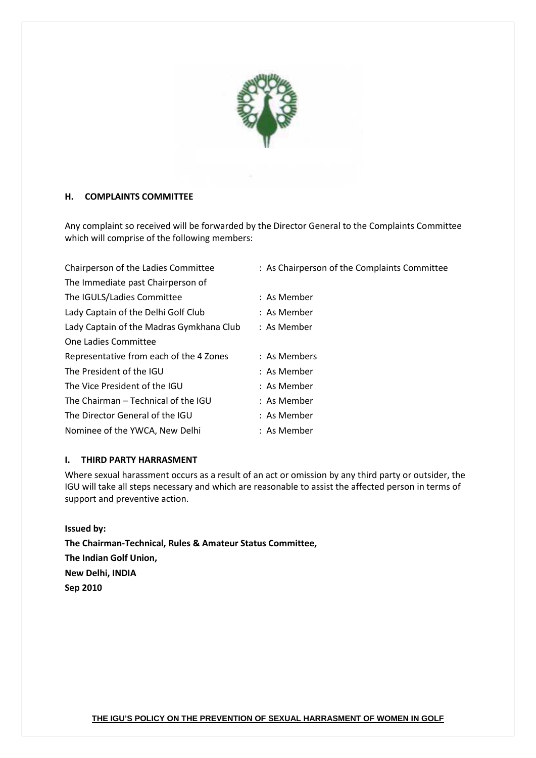## H. COMPLAINTS COMMITTEE

Any complaint so received will be forwarded by the Director General to the Complaints Committee which will comprise of the following members:

| | |
|---|---|
| Chairperson of the Ladies Committee | : As Chairperson of the Complaints Committee |
| The Immediate past Chairperson of The IGULS/Ladies Committee | : As Member |
| Lady Captain of the Delhi Golf Club | : As Member |
| Lady Captain of the Madras Gymkhana Club | : As Member |
| One Ladies Committee Representative from each of the 4 Zones | : As Members |
| The President of the IGU | : As Member |
| The Vice President of the IGU | : As Member |
| The Chairman – Technical of the IGU | : As Member |
| The Director General of the IGU | : As Member |
| Nominee of the YWCA, New Delhi | : As Member |

## I. THIRD PARTY HARRASMENT

Where sexual harassment occurs as a result of an act or omission by any third party or outsider, the IGU will take all steps necessary and which are reasonable to assist the affected person in terms of support and preventive action.

**Issued by:**
**The Chairman-Technical, Rules & Amateur Status Committee,**
**The Indian Golf Union,**
**New Delhi, INDIA**
**Sep 2010**